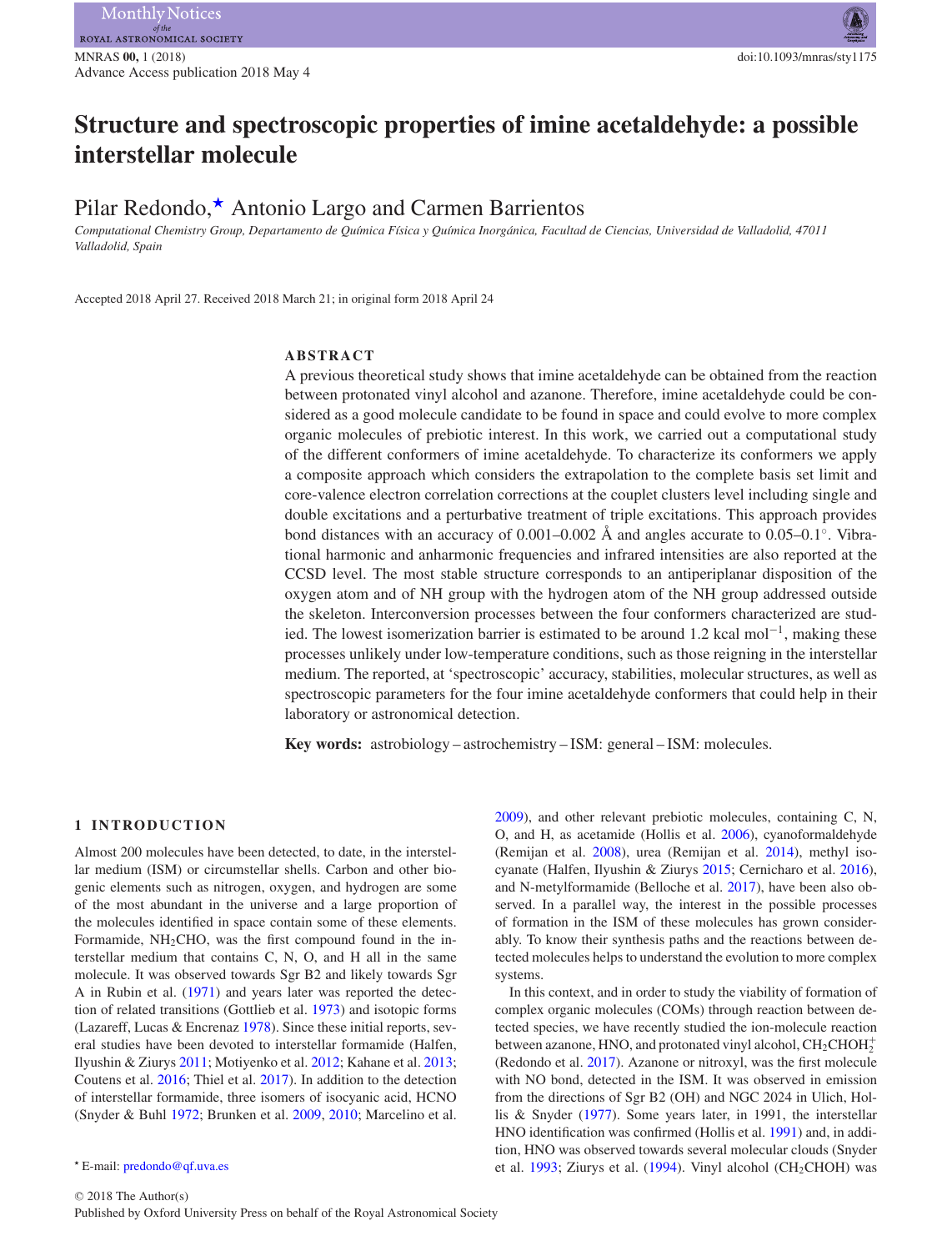# Structure and spectroscopic properties of imine acetaldehyde: a possible interstellar molecule

Pilar Redondo,★ Antonio Largo and Carmen Barrientos

*Computational Chemistry Group, Departamento de Química Física y Química Inorgánica, Facultad de Ciencias, Universidad de Valladolid, 47011 Valladolid, Spain*

Accepted 2018 April 27. Received 2018 March 21; in original form 2018 April 24

## ABSTRACT

A previous theoretical study shows that imine acetaldehyde can be obtained from the reaction between protonated vinyl alcohol and azanone. Therefore, imine acetaldehyde could be considered as a good molecule candidate to be found in space and could evolve to more complex organic molecules of prebiotic interest. In this work, we carried out a computational study of the different conformers of imine acetaldehyde. To characterize its conformers we apply a composite approach which considers the extrapolation to the complete basis set limit and core-valence electron correlation corrections at the couplet clusters level including single and double excitations and a perturbative treatment of triple excitations. This approach provides bond distances with an accuracy of 0.001–0.002 Å and angles accurate to 0.05–0.1°. Vibrational harmonic and anharmonic frequencies and infrared intensities are also reported at the CCSD level. The most stable structure corresponds to an antiperiplanar disposition of the oxygen atom and of NH group with the hydrogen atom of the NH group addressed outside the skeleton. Interconversion processes between the four conformers characterized are studied. The lowest isomerization barrier is estimated to be around 1.2 kcal mol$^{-1}$, making these processes unlikely under low-temperature conditions, such as those reigning in the interstellar medium. The reported, at 'spectroscopic' accuracy, stabilities, molecular structures, as well as spectroscopic parameters for the four imine acetaldehyde conformers that could help in their laboratory or astronomical detection.

**Key words:** astrobiology – astrochemistry – ISM: general – ISM: molecules.

## 1 INTRODUCTION

Almost 200 molecules have been detected, to date, in the interstellar medium (ISM) or circumstellar shells. Carbon and other biogenic elements such as nitrogen, oxygen, and hydrogen are some of the most abundant in the universe and a large proportion of the molecules identified in space contain some of these elements. Formamide, $NH_2CHO$, was the first compound found in the interstellar medium that contains C, N, O, and H all in the same molecule. It was observed towards Sgr B2 and likely towards Sgr A in Rubin et al. (1971) and years later was reported the detection of related transitions (Gottlieb et al. 1973) and isotopic forms (Lazareff, Lucas & Encrenaz 1978). Since these initial reports, several studies have been devoted to interstellar formamide (Halfen, Ilyushin & Ziurys 2011; Motiyenko et al. 2012; Kahane et al. 2013; Coutens et al. 2016; Thiel et al. 2017). In addition to the detection of interstellar formamide, three isomers of isocyanic acid, HCNO (Snyder & Buhl 1972; Brunken et al. 2009, 2010; Marcelino et al. 2009), and other relevant prebiotic molecules, containing C, N, O, and H, as acetamide (Hollis et al. 2006), cyanoformaldehyde (Remijan et al. 2008), urea (Remijan et al. 2014), methyl isocyanate (Halfen, Ilyushin & Ziurys 2015; Cernicharo et al. 2016), and N-metylformamide (Belloche et al. 2017), have been also observed. In a parallel way, the interest in the possible processes of formation in the ISM of these molecules has grown considerably. To know their synthesis paths and the reactions between detected molecules helps to understand the evolution to more complex systems.

In this context, and in order to study the viability of formation of complex organic molecules (COMs) through reaction between detected species, we have recently studied the ion-molecule reaction between azanone, HNO, and protonated vinyl alcohol, $CH_2CHOH_2^+$ (Redondo et al. 2017). Azanone or nitroxyl, was the first molecule with NO bond, detected in the ISM. It was observed in emission from the directions of Sgr B2 (OH) and NGC 2024 in Ulich, Hollis & Snyder (1977). Some years later, in 1991, the interstellar HNO identification was confirmed (Hollis et al. 1991) and, in addition, HNO was observed towards several molecular clouds (Snyder et al. 1993; Ziurys et al. (1994). Vinyl alcohol ($CH_2CHOH$) was

★ E-mail: predondo@qf.uva.es

© 2018 The Author(s)
Published by Oxford University Press on behalf of the Royal Astronomical Society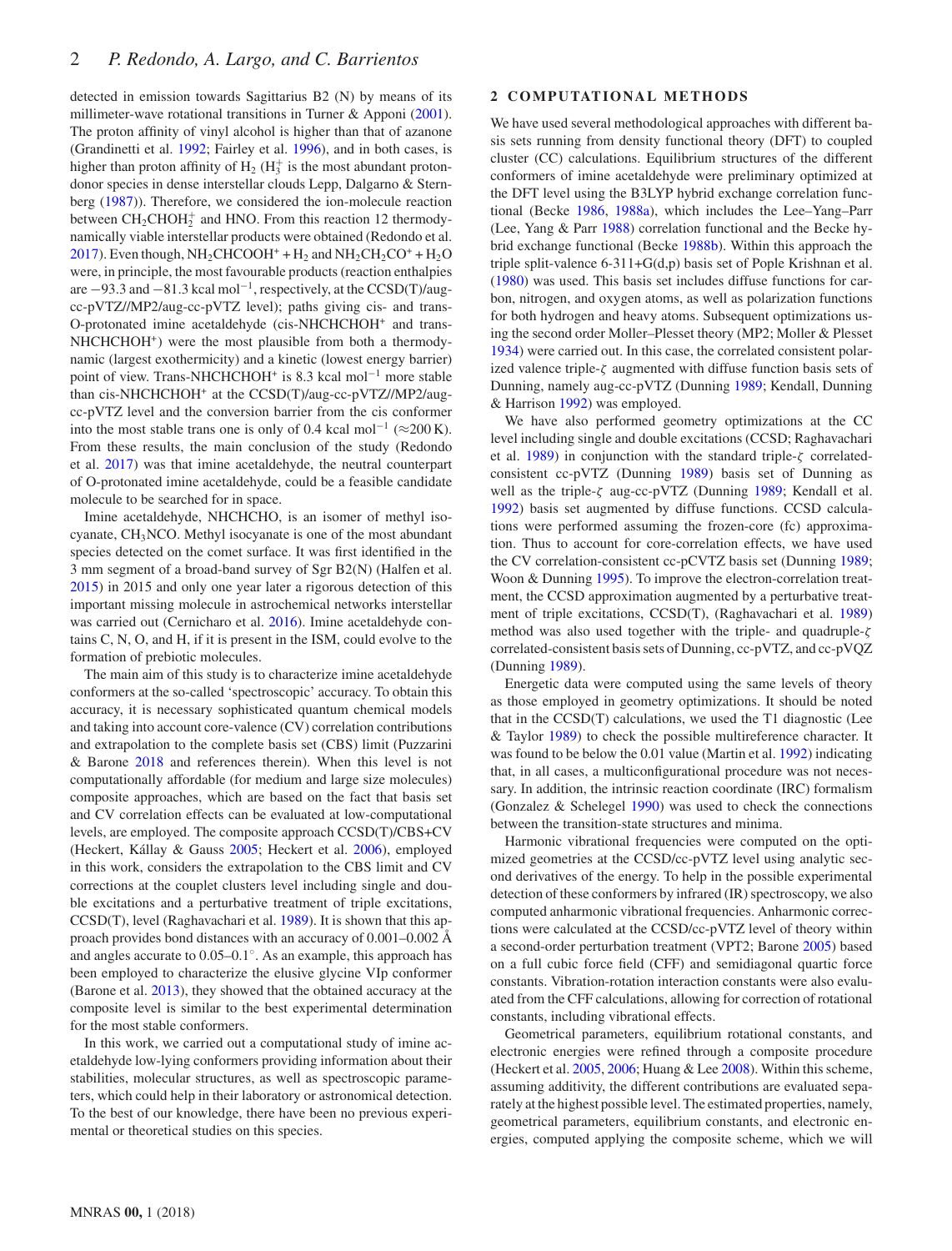detected in emission towards Sagittarius B2 (N) by means of its millimeter-wave rotational transitions in Turner & Apponi (2001). The proton affinity of vinyl alcohol is higher than that of azanone (Grandinetti et al. 1992; Fairley et al. 1996), and in both cases, is higher than proton affinity of $H_2$ ($H_3^+$ is the most abundant proton-donor species in dense interstellar clouds Lepp, Dalgarno & Sternberg (1987)). Therefore, we considered the ion-molecule reaction between $CH_2CHOH_2^+$ and HNO. From this reaction 12 thermodynamically viable interstellar products were obtained (Redondo et al. 2017). Even though, $NH_2CHCOOH^+ + H_2$ and $NH_2CH_2CO^+ + H_2O$ were, in principle, the most favourable products (reaction enthalpies are −93.3 and −81.3 kcal mol$^{-1}$, respectively, at the CCSD(T)/aug-cc-pVTZ//MP2/aug-cc-pVTZ level); paths giving cis- and trans-O-protonated imine acetaldehyde (cis-$NHCHCHOH^+$ and trans-$NHCHCHOH^+$) were the most plausible from both a thermodynamic (largest exothermicity) and a kinetic (lowest energy barrier) point of view. Trans-$NHCHCHOH^+$ is 8.3 kcal mol$^{-1}$ more stable than cis-$NHCHCHOH^+$ at the CCSD(T)/aug-cc-pVTZ//MP2/aug-cc-pVTZ level and the conversion barrier from the cis conformer into the most stable trans one is only of 0.4 kcal mol$^{-1}$ (≈200 K). From these results, the main conclusion of the study (Redondo et al. 2017) was that imine acetaldehyde, the neutral counterpart of O-protonated imine acetaldehyde, could be a feasible candidate molecule to be searched for in space.

Imine acetaldehyde, NHCHCHO, is an isomer of methyl isocyanate, $CH_3NCO$. Methyl isocyanate is one of the most abundant species detected on the comet surface. It was first identified in the 3 mm segment of a broad-band survey of Sgr B2(N) (Halfen et al. 2015) in 2015 and only one year later a rigorous detection of this important missing molecule in astrochemical networks interstellar was carried out (Cernicharo et al. 2016). Imine acetaldehyde contains C, N, O, and H, if it is present in the ISM, could evolve to the formation of prebiotic molecules.

The main aim of this study is to characterize imine acetaldehyde conformers at the so-called 'spectroscopic' accuracy. To obtain this accuracy, it is necessary sophisticated quantum chemical models and taking into account core-valence (CV) correlation contributions and extrapolation to the complete basis set (CBS) limit (Puzzarini & Barone 2018 and references therein). When this level is not computationally affordable (for medium and large size molecules) composite approaches, which are based on the fact that basis set and CV correlation effects can be evaluated at low-computational levels, are employed. The composite approach CCSD(T)/CBS+CV (Heckert, Kállay & Gauss 2005; Heckert et al. 2006), employed in this work, considers the extrapolation to the CBS limit and CV corrections at the couplet clusters level including single and double excitations and a perturbative treatment of triple excitations, CCSD(T), level (Raghavachari et al. 1989). It is shown that this approach provides bond distances with an accuracy of 0.001–0.002 Å and angles accurate to 0.05–0.1°. As an example, this approach has been employed to characterize the elusive glycine VIp conformer (Barone et al. 2013), they showed that the obtained accuracy at the composite level is similar to the best experimental determination for the most stable conformers.

In this work, we carried out a computational study of imine acetaldehyde low-lying conformers providing information about their stabilities, molecular structures, as well as spectroscopic parameters, which could help in their laboratory or astronomical detection. To the best of our knowledge, there have been no previous experimental or theoretical studies on this species.

## 2 COMPUTATIONAL METHODS

We have used several methodological approaches with different basis sets running from density functional theory (DFT) to coupled cluster (CC) calculations. Equilibrium structures of the different conformers of imine acetaldehyde were preliminary optimized at the DFT level using the B3LYP hybrid exchange correlation functional (Becke 1986, 1988a), which includes the Lee–Yang–Parr (Lee, Yang & Parr 1988) correlation functional and the Becke hybrid exchange functional (Becke 1988b). Within this approach the triple split-valence 6-311+G(d,p) basis set of Pople Krishnan et al. (1980) was used. This basis set includes diffuse functions for carbon, nitrogen, and oxygen atoms, as well as polarization functions for both hydrogen and heavy atoms. Subsequent optimizations using the second order Moller–Plesset theory (MP2; Moller & Plesset 1934) were carried out. In this case, the correlated consistent polarized valence triple-$\zeta$ augmented with diffuse function basis sets of Dunning, namely aug-cc-pVTZ (Dunning 1989; Kendall, Dunning & Harrison 1992) was employed.

We have also performed geometry optimizations at the CC level including single and double excitations (CCSD; Raghavachari et al. 1989) in conjunction with the standard triple-$\zeta$ correlated-consistent cc-pVTZ (Dunning 1989) basis set of Dunning as well as the triple-$\zeta$ aug-cc-pVTZ (Dunning 1989; Kendall et al. 1992) basis set augmented by diffuse functions. CCSD calculations were performed assuming the frozen-core (fc) approximation. Thus to account for core-correlation effects, we have used the CV correlation-consistent cc-pCVTZ basis set (Dunning 1989; Woon & Dunning 1995). To improve the electron-correlation treatment, the CCSD approximation augmented by a perturbative treatment of triple excitations, CCSD(T), (Raghavachari et al. 1989) method was also used together with the triple- and quadruple-$\zeta$ correlated-consistent basis sets of Dunning, cc-pVTZ, and cc-pVQZ (Dunning 1989).

Energetic data were computed using the same levels of theory as those employed in geometry optimizations. It should be noted that in the CCSD(T) calculations, we used the T1 diagnostic (Lee & Taylor 1989) to check the possible multireference character. It was found to be below the 0.01 value (Martin et al. 1992) indicating that, in all cases, a multiconfigurational procedure was not necessary. In addition, the intrinsic reaction coordinate (IRC) formalism (Gonzalez & Schelegel 1990) was used to check the connections between the transition-state structures and minima.

Harmonic vibrational frequencies were computed on the optimized geometries at the CCSD/cc-pVTZ level using analytic second derivatives of the energy. To help in the possible experimental detection of these conformers by infrared (IR) spectroscopy, we also computed anharmonic vibrational frequencies. Anharmonic corrections were calculated at the CCSD/cc-pVTZ level of theory within a second-order perturbation treatment (VPT2; Barone 2005) based on a full cubic force field (CFF) and semidiagonal quartic force constants. Vibration-rotation interaction constants were also evaluated from the CFF calculations, allowing for correction of rotational constants, including vibrational effects.

Geometrical parameters, equilibrium rotational constants, and electronic energies were refined through a composite procedure (Heckert et al. 2005, 2006; Huang & Lee 2008). Within this scheme, assuming additivity, the different contributions are evaluated separately at the highest possible level. The estimated properties, namely, geometrical parameters, equilibrium constants, and electronic energies, computed applying the composite scheme, which we will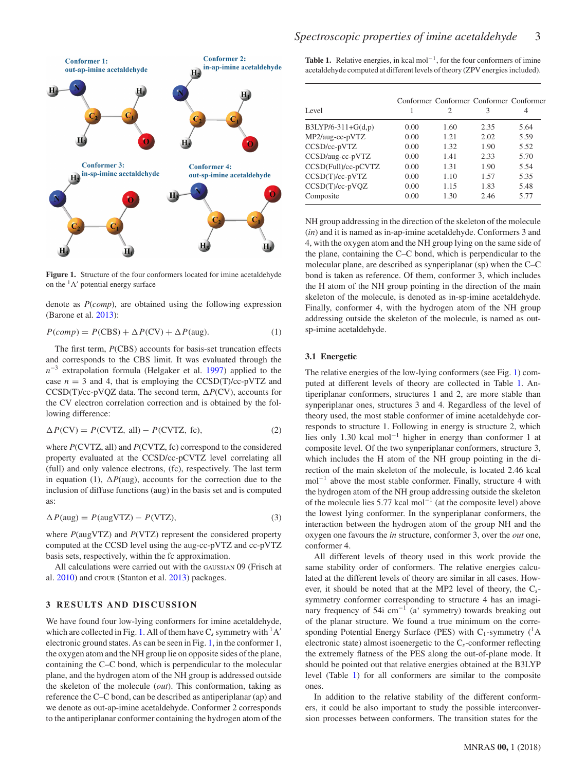**Figure 1.** Structure of the four conformers located for imine acetaldehyde on the $^1A'$ potential energy surface

denote as $P(comp)$, are obtained using the following expression (Barone et al. 2013):

$$P(comp) = P(\mathrm{CBS}) + \Delta P(\mathrm{CV}) + \Delta P(\mathrm{aug}). \tag{1}$$

The first term, $P(\mathrm{CBS})$ accounts for basis-set truncation effects and corresponds to the CBS limit. It was evaluated through the $n^{-3}$ extrapolation formula (Helgaker et al. 1997) applied to the case $n = 3$ and 4, that is employing the CCSD(T)/cc-pVTZ and CCSD(T)/cc-pVQZ data. The second term, $\Delta P(\mathrm{CV})$, accounts for the CV electron correlation correction and is obtained by the following difference:

$$\Delta P(\mathrm{CV}) = P(\mathrm{CVTZ, all}) - P(\mathrm{CVTZ, fc}), \tag{2}$$

where $P(\mathrm{CVTZ, all})$ and $P(\mathrm{CVTZ, fc})$ correspond to the considered property evaluated at the CCSD/cc-pCVTZ level correlating all (full) and only valence electrons, (fc), respectively. The last term in equation (1), $\Delta P(\mathrm{aug})$, accounts for the correction due to the inclusion of diffuse functions (aug) in the basis set and is computed as:

$$\Delta P(\mathrm{aug}) = P(\mathrm{augVTZ}) - P(\mathrm{VTZ}), \tag{3}$$

where $P(\mathrm{augVTZ})$ and $P(\mathrm{VTZ})$ represent the considered property computed at the CCSD level using the aug-cc-pVTZ and cc-pVTZ basis sets, respectively, within the fc approximation.

All calculations were carried out with the GAUSSIAN 09 (Frisch at al. 2010) and CFOUR (Stanton et al. 2013) packages.

## 3 RESULTS AND DISCUSSION

We have found four low-lying conformers for imine acetaldehyde, which are collected in Fig. 1. All of them have $C_s$ symmetry with $^1A'$ electronic ground states. As can be seen in Fig. 1, in the conformer 1, the oxygen atom and the NH group lie on opposite sides of the plane, containing the C–C bond, which is perpendicular to the molecular plane, and the hydrogen atom of the NH group is addressed outside the skeleton of the molecule (*out*). This conformation, taking as reference the C–C bond, can be described as antiperiplanar (ap) and we denote as out-ap-imine acetaldehyde. Conformer 2 corresponds to the antiperiplanar conformer containing the hydrogen atom of the NH group addressing in the direction of the skeleton of the molecule (*in*) and it is named as in-ap-imine acetaldehyde. Conformers 3 and 4, with the oxygen atom and the NH group lying on the same side of the plane, containing the C–C bond, which is perpendicular to the molecular plane, are described as synperiplanar (sp) when the C–C bond is taken as reference. Of them, conformer 3, which includes the H atom of the NH group pointing in the direction of the main skeleton of the molecule, is denoted as in-sp-imine acetaldehyde. Finally, conformer 4, with the hydrogen atom of the NH group addressing outside the skeleton of the molecule, is named as out-sp-imine acetaldehyde.

**Table 1.** Relative energies, in kcal mol$^{-1}$, for the four conformers of imine acetaldehyde computed at different levels of theory (ZPV energies included).

| Level | Conformer 1 | Conformer 2 | Conformer 3 | Conformer 4 |
|---|---|---|---|---|
| B3LYP/6-311+G(d,p) | 0.00 | 1.60 | 2.35 | 5.64 |
| MP2/aug-cc-pVTZ | 0.00 | 1.21 | 2.02 | 5.59 |
| CCSD/cc-pVTZ | 0.00 | 1.32 | 1.90 | 5.52 |
| CCSD/aug-cc-pVTZ | 0.00 | 1.41 | 2.33 | 5.70 |
| CCSD(Full)/cc-pCVTZ | 0.00 | 1.31 | 1.90 | 5.54 |
| CCSD(T)/cc-pVTZ | 0.00 | 1.10 | 1.57 | 5.35 |
| CCSD(T)/cc-pVQZ | 0.00 | 1.15 | 1.83 | 5.48 |
| Composite | 0.00 | 1.30 | 2.46 | 5.77 |

### 3.1 Energetic

The relative energies of the low-lying conformers (see Fig. 1) computed at different levels of theory are collected in Table 1. Antiperiplanar conformers, structures 1 and 2, are more stable than synperiplanar ones, structures 3 and 4. Regardless of the level of theory used, the most stable conformer of imine acetaldehyde corresponds to structure 1. Following in energy is structure 2, which lies only 1.30 kcal mol$^{-1}$ higher in energy than conformer 1 at composite level. Of the two synperiplanar conformers, structure 3, which includes the H atom of the NH group pointing in the direction of the main skeleton of the molecule, is located 2.46 kcal mol$^{-1}$ above the most stable conformer. Finally, structure 4 with the hydrogen atom of the NH group addressing outside the skeleton of the molecule lies 5.77 kcal mol$^{-1}$ (at the composite level) above the lowest lying conformer. In the synperiplanar conformers, the interaction between the hydrogen atom of the group NH and the oxygen one favours the *in* structure, conformer 3, over the *out* one, conformer 4.

All different levels of theory used in this work provide the same stability order of conformers. The relative energies calculated at the different levels of theory are similar in all cases. However, it should be noted that at the MP2 level of theory, the $C_s$-symmetry conformer corresponding to structure 4 has an imaginary frequency of 54i cm$^{-1}$ (a' symmetry) towards breaking out of the planar structure. We found a true minimum on the corresponding Potential Energy Surface (PES) with $C_1$-symmetry ($^1A$ electronic state) almost isoenergetic to the $C_s$-conformer reflecting the extremely flatness of the PES along the out-of-plane mode. It should be pointed out that relative energies obtained at the B3LYP level (Table 1) for all conformers are similar to the composite ones.

In addition to the relative stability of the different conformers, it could be also important to study the possible interconversion processes between conformers. The transition states for the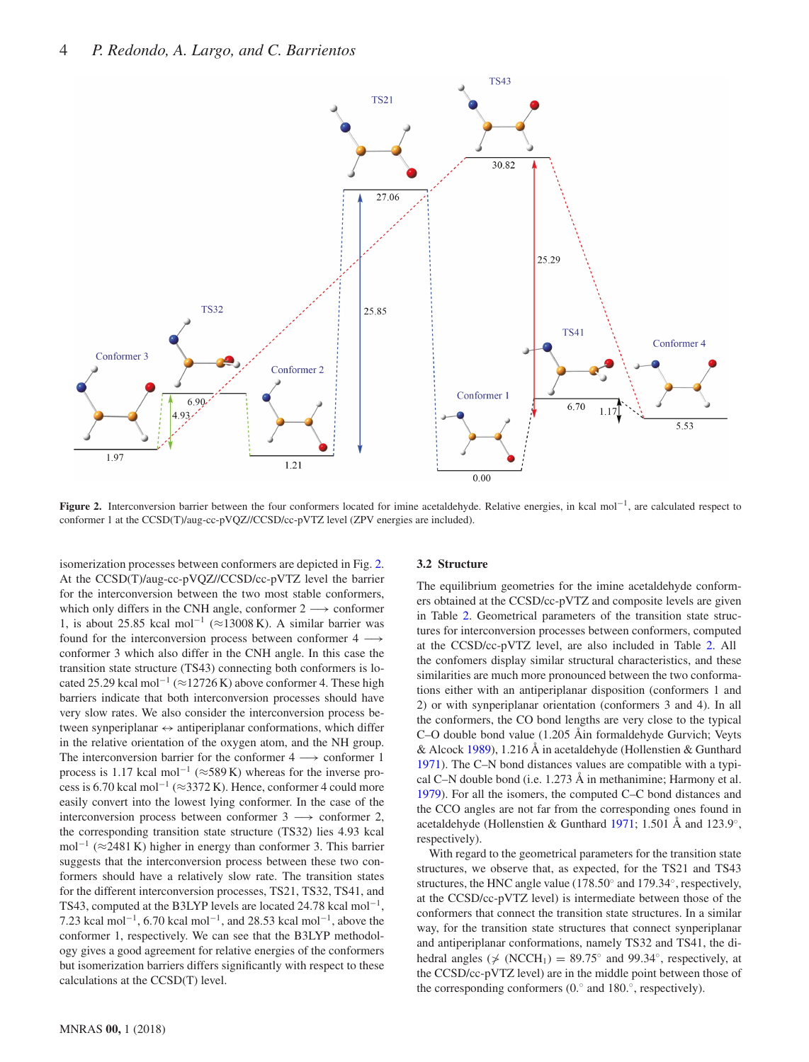Figure 2. Interconversion barrier between the four conformers located for imine acetaldehyde. Relative energies, in kcal mol$^{-1}$, are calculated respect to conformer 1 at the CCSD(T)/aug-cc-pVQZ//CCSD/cc-pVTZ level (ZPV energies are included).

isomerization processes between conformers are depicted in Fig. 2. At the CCSD(T)/aug-cc-pVQZ//CCSD/cc-pVTZ level the barrier for the interconversion between the two most stable conformers, which only differs in the CNH angle, conformer 2 $\longrightarrow$ conformer 1, is about 25.85 kcal mol$^{-1}$ ($\approx$13008 K). A similar barrier was found for the interconversion process between conformer 4 $\longrightarrow$ conformer 3 which also differ in the CNH angle. In this case the transition state structure (TS43) connecting both conformers is located 25.29 kcal mol$^{-1}$ ($\approx$12726 K) above conformer 4. These high barriers indicate that both interconversion processes should have very slow rates. We also consider the interconversion process between synperiplanar $\leftrightarrow$ antiperiplanar conformations, which differ in the relative orientation of the oxygen atom, and the NH group. The interconversion barrier for the conformer 4 $\longrightarrow$ conformer 1 process is 1.17 kcal mol$^{-1}$ ($\approx$589 K) whereas for the inverse process is 6.70 kcal mol$^{-1}$ ($\approx$3372 K). Hence, conformer 4 could more easily convert into the lowest lying conformer. In the case of the interconversion process between conformer 3 $\longrightarrow$ conformer 2, the corresponding transition state structure (TS32) lies 4.93 kcal mol$^{-1}$ ($\approx$2481 K) higher in energy than conformer 3. This barrier suggests that the interconversion process between these two conformers should have a relatively slow rate. The transition states for the different interconversion processes, TS21, TS32, TS41, and TS43, computed at the B3LYP levels are located 24.78 kcal mol$^{-1}$, 7.23 kcal mol$^{-1}$, 6.70 kcal mol$^{-1}$, and 28.53 kcal mol$^{-1}$, above the conformer 1, respectively. We can see that the B3LYP methodology gives a good agreement for relative energies of the conformers but isomerization barriers differs significantly with respect to these calculations at the CCSD(T) level.

### 3.2 Structure

The equilibrium geometries for the imine acetaldehyde conformers obtained at the CCSD/cc-pVTZ and composite levels are given in Table 2. Geometrical parameters of the transition state structures for interconversion processes between conformers, computed at the CCSD/cc-pVTZ level, are also included in Table 2. All the confomers display similar structural characteristics, and these similarities are much more pronounced between the two conformations either with an antiperiplanar disposition (conformers 1 and 2) or with synperiplanar orientation (conformers 3 and 4). In all the conformers, the CO bond lengths are very close to the typical C–O double bond value (1.205 Åin formaldehyde Gurvich; Veyts & Alcock 1989), 1.216 Å in acetaldehyde (Hollenstien & Gunthard 1971). The C–N bond distances values are compatible with a typical C–N double bond (i.e. 1.273 Å in methanimine; Harmony et al. 1979). For all the isomers, the computed C–C bond distances and the CCO angles are not far from the corresponding ones found in acetaldehyde (Hollenstien & Gunthard 1971; 1.501 Å and 123.9°, respectively).

With regard to the geometrical parameters for the transition state structures, we observe that, as expected, for the TS21 and TS43 structures, the HNC angle value (178.50° and 179.34°, respectively, at the CCSD/cc-pVTZ level) is intermediate between those of the conformers that connect the transition state structures. In a similar way, for the transition state structures that connect synperiplanar and antiperiplanar conformations, namely TS32 and TS41, the dihedral angles ($\not\angle$ (NCCH$_1$) = 89.75° and 99.34°, respectively, at the CCSD/cc-pVTZ level) are in the middle point between those of the corresponding conformers (0.° and 180.°, respectively).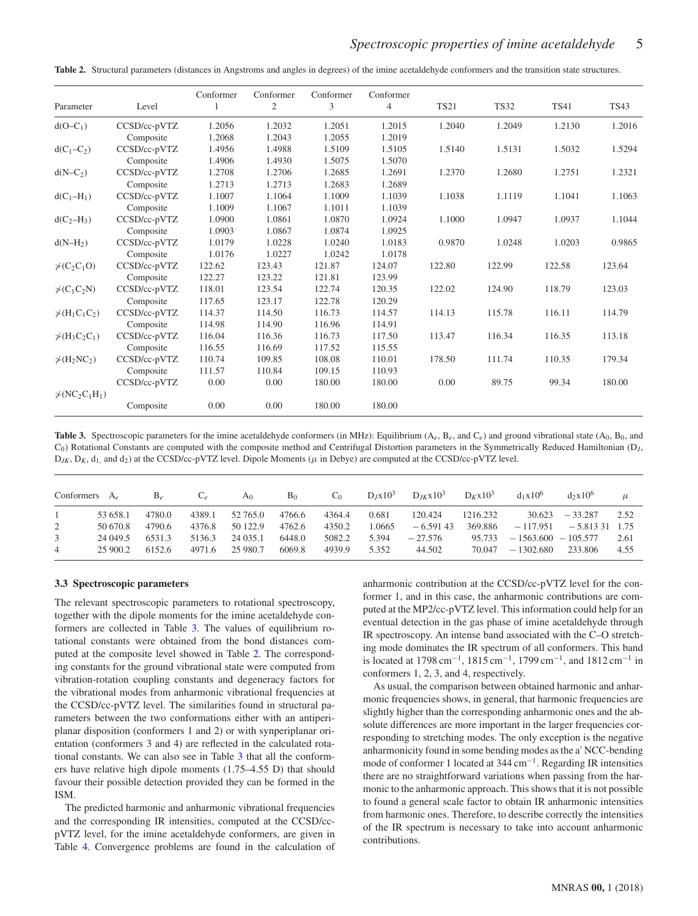**Table 2.** Structural parameters (distances in Angstroms and angles in degrees) of the imine acetaldehyde conformers and the transition state structures.

| Parameter | Level | Conformer 1 | Conformer 2 | Conformer 3 | Conformer 4 | TS21 | TS32 | TS41 | TS43 |
|---|---|---|---|---|---|---|---|---|---|
| $d(O–C_1)$ | CCSD/cc-pVTZ | 1.2056 | 1.2032 | 1.2051 | 1.2015 | 1.2040 | 1.2049 | 1.2130 | 1.2016 |
| | Composite | 1.2068 | 1.2043 | 1.2055 | 1.2019 | | | | |
| $d(C_1–C_2)$ | CCSD/cc-pVTZ | 1.4956 | 1.4988 | 1.5109 | 1.5105 | 1.5140 | 1.5131 | 1.5032 | 1.5294 |
| | Composite | 1.4906 | 1.4930 | 1.5075 | 1.5070 | | | | |
| $d(N–C_2)$ | CCSD/cc-pVTZ | 1.2708 | 1.2706 | 1.2685 | 1.2691 | 1.2370 | 1.2680 | 1.2751 | 1.2321 |
| | Composite | 1.2713 | 1.2713 | 1.2683 | 1.2689 | | | | |
| $d(C_1–H_1)$ | CCSD/cc-pVTZ | 1.1007 | 1.1064 | 1.1009 | 1.1039 | 1.1038 | 1.1119 | 1.1041 | 1.1063 |
| | Composite | 1.1009 | 1.1067 | 1.1011 | 1.1039 | | | | |
| $d(C_2–H_3)$ | CCSD/cc-pVTZ | 1.0900 | 1.0861 | 1.0870 | 1.0924 | 1.1000 | 1.0947 | 1.0937 | 1.1044 |
| | Composite | 1.0903 | 1.0867 | 1.0874 | 1.0925 | | | | |
| $d(N–H_2)$ | CCSD/cc-pVTZ | 1.0179 | 1.0228 | 1.0240 | 1.0183 | 0.9870 | 1.0248 | 1.0203 | 0.9865 |
| | Composite | 1.0176 | 1.0227 | 1.0242 | 1.0178 | | | | |
| $\measuredangle(C_2C_1O)$ | CCSD/cc-pVTZ | 122.62 | 123.43 | 121.87 | 124.07 | 122.80 | 122.99 | 122.58 | 123.64 |
| | Composite | 122.27 | 123.22 | 121.81 | 123.99 | | | | |
| $\measuredangle(C_1C_2N)$ | CCSD/cc-pVTZ | 118.01 | 123.54 | 122.74 | 120.35 | 122.02 | 124.90 | 118.79 | 123.03 |
| | Composite | 117.65 | 123.17 | 122.78 | 120.29 | | | | |
| $\measuredangle(H_1C_1C_2)$ | CCSD/cc-pVTZ | 114.37 | 114.50 | 116.73 | 114.57 | 114.13 | 115.78 | 116.11 | 114.79 |
| | Composite | 114.98 | 114.90 | 116.96 | 114.91 | | | | |
| $\measuredangle(H_3C_2C_1)$ | CCSD/cc-pVTZ | 116.04 | 116.36 | 116.73 | 117.50 | 113.47 | 116.34 | 116.35 | 113.18 |
| | Composite | 116.55 | 116.69 | 117.52 | 115.55 | | | | |
| $\measuredangle(H_2NC_2)$ | CCSD/cc-pVTZ | 110.74 | 109.85 | 108.08 | 110.01 | 178.50 | 111.74 | 110.35 | 179.34 |
| | Composite | 111.57 | 110.84 | 109.15 | 110.93 | | | | |
| $\measuredangle(NC_2C_1H_1)$ | CCSD/cc-pVTZ | 0.00 | 0.00 | 180.00 | 180.00 | 0.00 | 89.75 | 99.34 | 180.00 |
| | Composite | 0.00 | 0.00 | 180.00 | 180.00 | | | | |

**Table 3.** Spectroscopic parameters for the imine acetaldehyde conformers (in MHz): Equilibrium ($A_e$, $B_e$, and $C_e$) and ground vibrational state ($A_0$, $B_0$, and $C_0$) Rotational Constants are computed with the composite method and Centrifugal Distortion parameters in the Symmetrically Reduced Hamiltonian ($D_J$, $D_{JK}$, $D_K$, $d_1$, and $d_2$) at the CCSD/cc-pVTZ level. Dipole Moments ($\mu$ in Debye) are computed at the CCSD/cc-pVTZ level.

| Conformers | $A_e$ | $B_e$ | $C_e$ | $A_0$ | $B_0$ | $C_0$ | $D_J x10^3$ | $D_{JK} x10^3$ | $D_K x10^3$ | $d_1 x10^6$ | $d_2 x10^6$ | $\mu$ |
|---|---|---|---|---|---|---|---|---|---|---|---|---|
| 1 | 53 658.1 | 4780.0 | 4389.1 | 52 765.0 | 4766.6 | 4364.4 | 0.681 | 120.424 | 1216.232 | 30.623 | − 33.287 | 2.52 |
| 2 | 50 670.8 | 4790.6 | 4376.8 | 50 122.9 | 4762.6 | 4350.2 | 1.0665 | − 6.591 43 | 369.886 | − 117.951 | − 5.813 31 | 1.75 |
| 3 | 24 049.5 | 6531.3 | 5136.3 | 24 035.1 | 6448.0 | 5082.2 | 5.394 | − 27.576 | 95.733 | − 1563.600 | − 105.577 | 2.61 |
| 4 | 25 900.2 | 6152.6 | 4971.6 | 25 980.7 | 6069.8 | 4939.9 | 5.352 | 44.502 | 70.047 | − 1302.680 | 233.806 | 4.55 |

### 3.3 Spectroscopic parameters

The relevant spectroscopic parameters to rotational spectroscopy, together with the dipole moments for the imine acetaldehyde conformers are collected in Table 3. The values of equilibrium rotational constants were obtained from the bond distances computed at the composite level showed in Table 2. The corresponding constants for the ground vibrational state were computed from vibration-rotation coupling constants and degeneracy factors for the vibrational modes from anharmonic vibrational frequencies at the CCSD/cc-pVTZ level. The similarities found in structural parameters between the two conformations either with an antiperiplanar disposition (conformers 1 and 2) or with synperiplanar orientation (conformers 3 and 4) are reflected in the calculated rotational constants. We can also see in Table 3 that all the conformers have relative high dipole moments (1.75–4.55 D) that should favour their possible detection provided they can be formed in the ISM.

The predicted harmonic and anharmonic vibrational frequencies and the corresponding IR intensities, computed at the CCSD/cc-pVTZ level, for the imine acetaldehyde conformers, are given in Table 4. Convergence problems are found in the calculation of anharmonic contribution at the CCSD/cc-pVTZ level for the conformer 1, and in this case, the anharmonic contributions are computed at the MP2/cc-pVTZ level. This information could help for an eventual detection in the gas phase of imine acetaldehyde through IR spectroscopy. An intense band associated with the C–O stretching mode dominates the IR spectrum of all conformers. This band is located at 1798 $cm^{-1}$, 1815 $cm^{-1}$, 1799 $cm^{-1}$, and 1812 $cm^{-1}$ in conformers 1, 2, 3, and 4, respectively.

As usual, the comparison between obtained harmonic and anharmonic frequencies shows, in general, that harmonic frequencies are slightly higher than the corresponding anharmonic ones and the absolute differences are more important in the larger frequencies corresponding to stretching modes. The only exception is the negative anharmonicity found in some bending modes as the a′ NCC-bending mode of conformer 1 located at 344 $cm^{-1}$. Regarding IR intensities there are no straightforward variations when passing from the harmonic to the anharmonic approach. This shows that it is not possible to found a general scale factor to obtain IR anharmonic intensities from harmonic ones. Therefore, to describe correctly the intensities of the IR spectrum is necessary to take into account anharmonic contributions.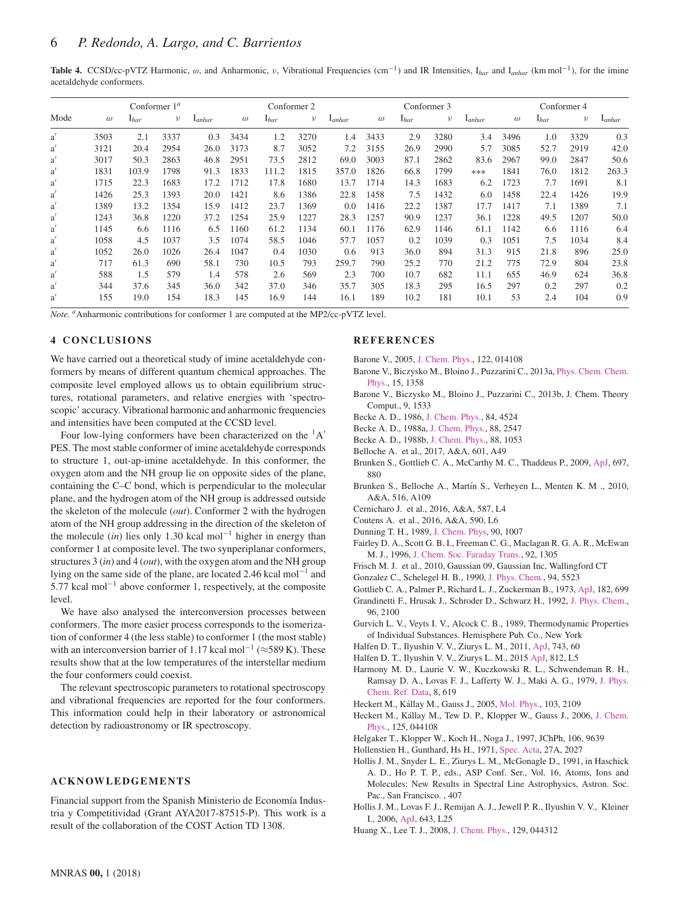**Table 4.** CCSD/cc-pVTZ Harmonic, $\omega$, and Anharmonic, $\nu$, Vibrational Frequencies ($cm^{-1}$) and IR Intensities, $I_{har}$ and $I_{anhar}$ ($km\,mol^{-1}$), for the imine acetaldehyde conformers.

| | Conformer 1[a] | | | | Conformer 2 | | | | Conformer 3 | | | | Conformer 4 | | | |
|---|---|---|---|---|---|---|---|---|---|---|---|---|---|---|---|---|
| Mode | $\omega$ | $I_{har}$ | $\nu$ | $I_{anhar}$ | $\omega$ | $I_{har}$ | $\nu$ | $I_{anhar}$ | $\omega$ | $I_{har}$ | $\nu$ | $I_{anhar}$ | $\omega$ | $I_{har}$ | $\nu$ | $I_{anhar}$ |
| a′ | 3503 | 2.1 | 3337 | 0.3 | 3434 | 1.2 | 3270 | 1.4 | 3433 | 2.9 | 3280 | 3.4 | 3496 | 1.0 | 3329 | 0.3 |
| a′ | 3121 | 20.4 | 2954 | 26.0 | 3173 | 8.7 | 3052 | 7.2 | 3155 | 26.9 | 2990 | 5.7 | 3085 | 52.7 | 2919 | 42.0 |
| a′ | 3017 | 50.3 | 2863 | 46.8 | 2951 | 73.5 | 2812 | 69.0 | 3003 | 87.1 | 2862 | 83.6 | 2967 | 99.0 | 2847 | 50.6 |
| a′ | 1831 | 103.9 | 1798 | 91.3 | 1833 | 111.2 | 1815 | 357.0 | 1826 | 66.8 | 1799 | *** | 1841 | 76.0 | 1812 | 263.3 |
| a′ | 1715 | 22.3 | 1683 | 17.2 | 1712 | 17.8 | 1680 | 13.7 | 1714 | 14.3 | 1683 | 6.2 | 1723 | 7.7 | 1691 | 8.1 |
| a′ | 1426 | 25.3 | 1393 | 20.0 | 1421 | 8.6 | 1386 | 22.8 | 1458 | 7.5 | 1432 | 6.0 | 1458 | 22.4 | 1426 | 19.9 |
| a′ | 1389 | 13.2 | 1354 | 15.9 | 1412 | 23.7 | 1369 | 0.0 | 1416 | 22.2 | 1387 | 17.7 | 1417 | 7.1 | 1389 | 7.1 |
| a′ | 1243 | 36.8 | 1220 | 37.2 | 1254 | 25.9 | 1227 | 28.3 | 1257 | 90.9 | 1237 | 36.1 | 1228 | 49.5 | 1207 | 50.0 |
| a′ | 1145 | 6.6 | 1116 | 6.5 | 1160 | 61.2 | 1134 | 60.1 | 1176 | 62.9 | 1146 | 61.1 | 1142 | 6.6 | 1116 | 6.4 |
| a′ | 1058 | 4.5 | 1037 | 3.5 | 1074 | 58.5 | 1046 | 57.7 | 1057 | 0.2 | 1039 | 0.3 | 1051 | 7.5 | 1034 | 8.4 |
| a′ | 1052 | 26.0 | 1026 | 26.4 | 1047 | 0.4 | 1030 | 0.6 | 913 | 36.0 | 894 | 31.3 | 915 | 21.8 | 896 | 25.0 |
| a′ | 717 | 61.3 | 690 | 58.1 | 730 | 10.5 | 793 | 259.7 | 790 | 25.2 | 770 | 21.2 | 775 | 72.9 | 804 | 23.8 |
| a′ | 588 | 1.5 | 579 | 1.4 | 578 | 2.6 | 569 | 2.3 | 700 | 10.7 | 682 | 11.1 | 655 | 46.9 | 624 | 36.8 |
| a′ | 344 | 37.6 | 345 | 36.0 | 342 | 37.0 | 346 | 35.7 | 305 | 18.3 | 295 | 16.5 | 297 | 0.2 | 297 | 0.2 |
| a′ | 155 | 19.0 | 154 | 18.3 | 145 | 16.9 | 144 | 16.1 | 189 | 10.2 | 181 | 10.1 | 53 | 2.4 | 104 | 0.9 |

*Note.* [a]Anharmonic contributions for conformer 1 are computed at the MP2/cc-pVTZ level.

## 4 CONCLUSIONS

We have carried out a theoretical study of imine acetaldehyde conformers by means of different quantum chemical approaches. The composite level employed allows us to obtain equilibrium structures, rotational parameters, and relative energies with 'spectroscopic' accuracy. Vibrational harmonic and anharmonic frequencies and intensities have been computed at the CCSD level.

Four low-lying conformers have been characterized on the $^1A'$ PES. The most stable conformer of imine acetaldehyde corresponds to structure 1, out-ap-imine acetaldehyde. In this conformer, the oxygen atom and the NH group lie on opposite sides of the plane, containing the C–C bond, which is perpendicular to the molecular plane, and the hydrogen atom of the NH group is addressed outside the skeleton of the molecule (*out*). Conformer 2 with the hydrogen atom of the NH group addressing in the direction of the skeleton of the molecule (*in*) lies only 1.30 kcal mol$^{-1}$ higher in energy than conformer 1 at composite level. The two synperiplanar conformers, structures 3 (*in*) and 4 (*out*), with the oxygen atom and the NH group lying on the same side of the plane, are located 2.46 kcal mol$^{-1}$ and 5.77 kcal mol$^{-1}$ above conformer 1, respectively, at the composite level.

We have also analysed the interconversion processes between conformers. The more easier process corresponds to the isomerization of conformer 4 (the less stable) to conformer 1 (the most stable) with an interconversion barrier of 1.17 kcal mol$^{-1}$ ($\approx$589 K). These results show that at the low temperatures of the interstellar medium the four conformers could coexist.

The relevant spectroscopic parameters to rotational spectroscopy and vibrational frequencies are reported for the four conformers. This information could help in their laboratory or astronomical detection by radioastronomy or IR spectroscopy.

## ACKNOWLEDGEMENTS

Financial support from the Spanish Ministerio de Economía Industria y Competitividad (Grant AYA2017-87515-P). This work is a result of the collaboration of the COST Action TD 1308.

## REFERENCES

Barone V., 2005, J. Chem. Phys., 122, 014108

Barone V., Biczysko M., Bloino J., Puzzarini C., 2013a, Phys. Chem. Chem. Phys., 15, 1358

Barone V., Biczysko M., Bloino J., Puzzarini C., 2013b, J. Chem. Theory Comput., 9, 1533

Becke A. D., 1986, J. Chem. Phys., 84, 4524

Becke A. D., 1988a, J. Chem. Phys., 88, 2547

Becke A. D., 1988b, J. Chem. Phys., 88, 1053

Belloche A. et al., 2017, A&A, 601, A49

Brunken S., Gottlieb C. A., McCarthy M. C., Thaddeus P., 2009, ApJ, 697, 880

Brunken S., Belloche A., Martín S., Verheyen L., Menten K. M ., 2010, A&A, 516, A109

Cernicharo J. et al., 2016, A&A, 587, L4

Coutens A. et al., 2016, A&A, 590, L6

Dunning T. H., 1989, J. Chem. Phys, 90, 1007

Fairley D. A., Scott G. B. I., Freeman C. G., Maclagan R. G. A. R., McEwan M. J., 1996, J. Chem. Soc. Faraday Trans., 92, 1305

Frisch M. J. et al., 2010, Gaussian 09, Gaussian Inc, Wallingford CT

Gonzalez C., Schelegel H. B., 1990, J. Phys. Chem., 94, 5523

Gottlieb C. A., Palmer P., Richard L. J., Zuckerman B., 1973, ApJ, 182, 699

Grandinetti F., Hrusak J., Schroder D., Schwarz H., 1992, J. Phys. Chem., 96, 2100

Gurvich L. V., Veyts I. V., Alcock C. B., 1989, Thermodynamic Properties of Individual Substances. Hemisphere Pub. Co., New York

Halfen D. T., Ilyushin V. V., Ziurys L. M., 2011, ApJ, 743, 60

Halfen D. T., Ilyushin V. V., Ziurys L. M., 2015 ApJ, 812, L5

Harmony M. D., Laurie V. W., Kuczkowski R. L., Schwendeman R. H., Ramsay D. A., Lovas F. J., Lafferty W. J., Maki A. G., 1979, J. Phys. Chem. Ref. Data, 8, 619

Heckert M., Kállay M., Gauss J., 2005, Mol. Phys., 103, 2109

Heckert M., Kállay M., Tew D. P., Klopper W., Gauss J., 2006, J. Chem. Phys., 125, 044108

Helgaker T., Klopper W., Koch H., Noga J., 1997, JChPh, 106, 9639

Hollenstien H., Gunthard, Hs H., 1971, Spec. Acta, 27A, 2027

Hollis J. M., Snyder L. E., Ziurys L. M., McGonagle D., 1991, in Haschick A. D., Ho P. T. P., eds., ASP Conf. Ser., Vol. 16, Atoms, Ions and Molecules: New Results in Spectral Line Astrophysics, Astron. Soc. Pac., San Francisco. , 407

Hollis J. M., Lovas F. J., Remijan A. J., Jewell P. R., Ilyushin V. V., Kleiner I., 2006, ApJ, 643, L25

Huang X., Lee T. J., 2008, J. Chem. Phys., 129, 044312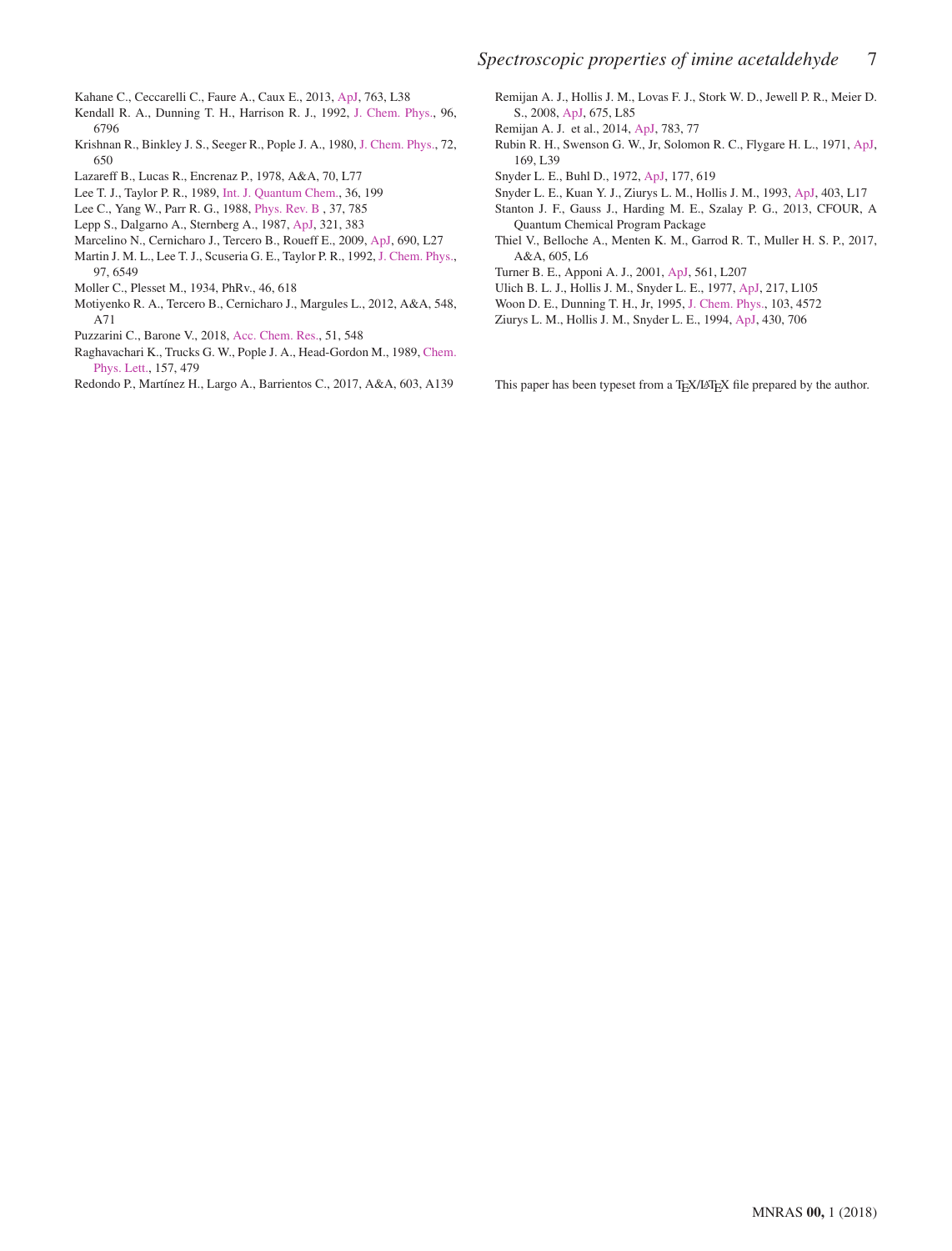Kahane C., Ceccarelli C., Faure A., Caux E., 2013, ApJ, 763, L38

Kendall R. A., Dunning T. H., Harrison R. J., 1992, J. Chem. Phys., 96, 6796

Krishnan R., Binkley J. S., Seeger R., Pople J. A., 1980, J. Chem. Phys., 72, 650

Lazareff B., Lucas R., Encrenaz P., 1978, A&A, 70, L77

Lee T. J., Taylor P. R., 1989, Int. J. Quantum Chem., 36, 199

Lee C., Yang W., Parr R. G., 1988, Phys. Rev. B , 37, 785

Lepp S., Dalgarno A., Sternberg A., 1987, ApJ, 321, 383

Marcelino N., Cernicharo J., Tercero B., Roueff E., 2009, ApJ, 690, L27

Martin J. M. L., Lee T. J., Scuseria G. E., Taylor P. R., 1992, J. Chem. Phys., 97, 6549

Moller C., Plesset M., 1934, PhRv., 46, 618

Motiyenko R. A., Tercero B., Cernicharo J., Margules L., 2012, A&A, 548, A71

Puzzarini C., Barone V., 2018, Acc. Chem. Res., 51, 548

Raghavachari K., Trucks G. W., Pople J. A., Head-Gordon M., 1989, Chem. Phys. Lett., 157, 479

Redondo P., Martínez H., Largo A., Barrientos C., 2017, A&A, 603, A139

Remijan A. J., Hollis J. M., Lovas F. J., Stork W. D., Jewell P. R., Meier D. S., 2008, ApJ, 675, L85

Remijan A. J. et al., 2014, ApJ, 783, 77

Rubin R. H., Swenson G. W., Jr, Solomon R. C., Flygare H. L., 1971, ApJ, 169, L39

Snyder L. E., Buhl D., 1972, ApJ, 177, 619

Snyder L. E., Kuan Y. J., Ziurys L. M., Hollis J. M., 1993, ApJ, 403, L17

Stanton J. F., Gauss J., Harding M. E., Szalay P. G., 2013, CFOUR, A Quantum Chemical Program Package

Thiel V., Belloche A., Menten K. M., Garrod R. T., Muller H. S. P., 2017, A&A, 605, L6

Turner B. E., Apponi A. J., 2001, ApJ, 561, L207

Ulich B. L. J., Hollis J. M., Snyder L. E., 1977, ApJ, 217, L105

Woon D. E., Dunning T. H., Jr, 1995, J. Chem. Phys., 103, 4572

Ziurys L. M., Hollis J. M., Snyder L. E., 1994, ApJ, 430, 706

This paper has been typeset from a TEX/LATEX file prepared by the author.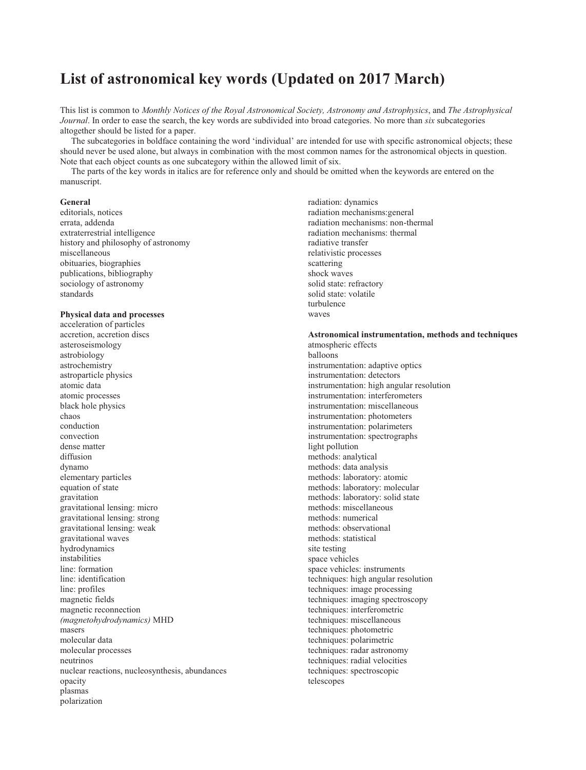# List of astronomical key words (Updated on 2017 March)

This list is common to *Monthly Notices of the Royal Astronomical Society, Astronomy and Astrophysics*, and *The Astrophysical Journal*. In order to ease the search, the key words are subdivided into broad categories. No more than *six* subcategories altogether should be listed for a paper.

The subcategories in boldface containing the word 'individual' are intended for use with specific astronomical objects; these should never be used alone, but always in combination with the most common names for the astronomical objects in question. Note that each object counts as one subcategory within the allowed limit of six.

The parts of the key words in italics are for reference only and should be omitted when the keywords are entered on the manuscript.

**General**
editorials, notices
errata, addenda
extraterrestrial intelligence
history and philosophy of astronomy
miscellaneous
obituaries, biographies
publications, bibliography
sociology of astronomy
standards

**Physical data and processes**
acceleration of particles
accretion, accretion discs
asteroseismology
astrobiology
astrochemistry
astroparticle physics
atomic data
atomic processes
black hole physics
chaos
conduction
convection
dense matter
diffusion
dynamo
elementary particles
equation of state
gravitation
gravitational lensing: micro
gravitational lensing: strong
gravitational lensing: weak
gravitational waves
hydrodynamics
instabilities
line: formation
line: identification
line: profiles
magnetic fields
magnetic reconnection
*(magnetohydrodynamics)* MHD
masers
molecular data
molecular processes
neutrinos
nuclear reactions, nucleosynthesis, abundances
opacity
plasmas
polarization
radiation: dynamics
radiation mechanisms:general
radiation mechanisms: non-thermal
radiation mechanisms: thermal
radiative transfer
relativistic processes
scattering
shock waves
solid state: refractory
solid state: volatile
turbulence
waves

**Astronomical instrumentation, methods and techniques**
atmospheric effects
balloons
instrumentation: adaptive optics
instrumentation: detectors
instrumentation: high angular resolution
instrumentation: interferometers
instrumentation: miscellaneous
instrumentation: photometers
instrumentation: polarimeters
instrumentation: spectrographs
light pollution
methods: analytical
methods: data analysis
methods: laboratory: atomic
methods: laboratory: molecular
methods: laboratory: solid state
methods: miscellaneous
methods: numerical
methods: observational
methods: statistical
site testing
space vehicles
space vehicles: instruments
techniques: high angular resolution
techniques: image processing
techniques: imaging spectroscopy
techniques: interferometric
techniques: miscellaneous
techniques: photometric
techniques: polarimetric
techniques: radar astronomy
techniques: radial velocities
techniques: spectroscopic
telescopes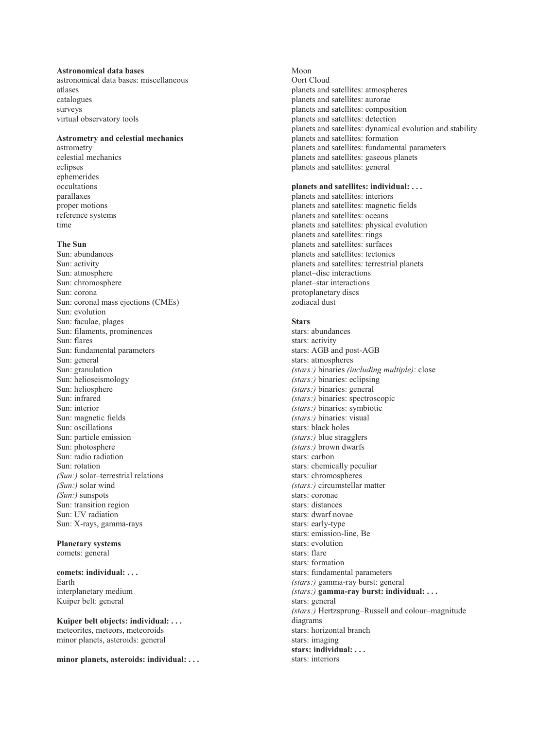**Astronomical data bases**

astronomical data bases: miscellaneous
atlases
catalogues
surveys
virtual observatory tools

**Astrometry and celestial mechanics**

astrometry
celestial mechanics
eclipses
ephemerides
occultations
parallaxes
proper motions
reference systems
time

**The Sun**

Sun: abundances
Sun: activity
Sun: atmosphere
Sun: chromosphere
Sun: corona
Sun: coronal mass ejections (CMEs)
Sun: evolution
Sun: faculae, plages
Sun: filaments, prominences
Sun: flares
Sun: fundamental parameters
Sun: general
Sun: granulation
Sun: helioseismology
Sun: heliosphere
Sun: infrared
Sun: interior
Sun: magnetic fields
Sun: oscillations
Sun: particle emission
Sun: photosphere
Sun: radio radiation
Sun: rotation
*(Sun:)* solar–terrestrial relations
*(Sun:)* solar wind
*(Sun:)* sunspots
Sun: transition region
Sun: UV radiation
Sun: X-rays, gamma-rays

**Planetary systems**

comets: general

**comets: individual: . . .**
Earth
interplanetary medium
Kuiper belt: general

**Kuiper belt objects: individual: . . .**
meteorites, meteors, meteoroids
minor planets, asteroids: general

**minor planets, asteroids: individual: . . .**
Moon
Oort Cloud
planets and satellites: atmospheres
planets and satellites: aurorae
planets and satellites: composition
planets and satellites: detection
planets and satellites: dynamical evolution and stability
planets and satellites: formation
planets and satellites: fundamental parameters
planets and satellites: gaseous planets
planets and satellites: general

**planets and satellites: individual: . . .**
planets and satellites: interiors
planets and satellites: magnetic fields
planets and satellites: oceans
planets and satellites: physical evolution
planets and satellites: rings
planets and satellites: surfaces
planets and satellites: tectonics
planets and satellites: terrestrial planets
planet–disc interactions
planet–star interactions
protoplanetary discs
zodiacal dust

**Stars**

stars: abundances
stars: activity
stars: AGB and post-AGB
stars: atmospheres
*(stars:)* binaries *(including multiple)*: close
*(stars:)* binaries: eclipsing
*(stars:)* binaries: general
*(stars:)* binaries: spectroscopic
*(stars:)* binaries: symbiotic
*(stars:)* binaries: visual
stars: black holes
*(stars:)* blue stragglers
*(stars:)* brown dwarfs
stars: carbon
stars: chemically peculiar
stars: chromospheres
*(stars:)* circumstellar matter
stars: coronae
stars: distances
stars: dwarf novae
stars: early-type
stars: emission-line, Be
stars: evolution
stars: flare
stars: formation
stars: fundamental parameters
*(stars:)* gamma-ray burst: general
*(stars:)* **gamma-ray burst: individual: . . .**
stars: general
*(stars:)* Hertzsprung–Russell and colour–magnitude diagrams
stars: horizontal branch
stars: imaging
**stars: individual: . . .**
stars: interiors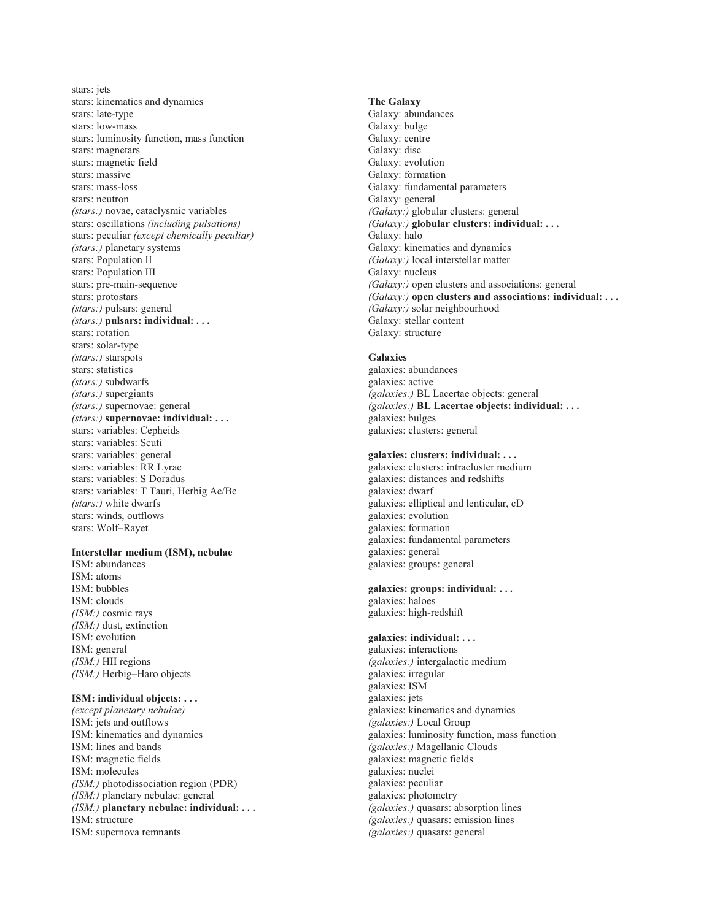stars: jets
stars: kinematics and dynamics
stars: late-type
stars: low-mass
stars: luminosity function, mass function
stars: magnetars
stars: magnetic field
stars: massive
stars: mass-loss
stars: neutron
*(stars:)* novae, cataclysmic variables
stars: oscillations *(including pulsations)*
stars: peculiar *(except chemically peculiar)*
*(stars:)* planetary systems
stars: Population II
stars: Population III
stars: pre-main-sequence
stars: protostars
*(stars:)* pulsars: general
*(stars:)* **pulsars: individual: . . .**
stars: rotation
stars: solar-type
*(stars:)* starspots
stars: statistics
*(stars:)* subdwarfs
*(stars:)* supergiants
*(stars:)* supernovae: general
*(stars:)* **supernovae: individual: . . .**
stars: variables: Cepheids
stars: variables: Scuti
stars: variables: general
stars: variables: RR Lyrae
stars: variables: S Doradus
stars: variables: T Tauri, Herbig Ae/Be
*(stars:)* white dwarfs
stars: winds, outflows
stars: Wolf–Rayet

**Interstellar medium (ISM), nebulae**

ISM: abundances
ISM: atoms
ISM: bubbles
ISM: clouds
*(ISM:)* cosmic rays
*(ISM:)* dust, extinction
ISM: evolution
ISM: general
*(ISM:)* HII regions
*(ISM:)* Herbig–Haro objects

**ISM: individual objects: . . .**
*(except planetary nebulae)*
ISM: jets and outflows
ISM: kinematics and dynamics
ISM: lines and bands
ISM: magnetic fields
ISM: molecules
*(ISM:)* photodissociation region (PDR)
*(ISM:)* planetary nebulae: general
*(ISM:)* **planetary nebulae: individual: . . .**
ISM: structure
ISM: supernova remnants

**The Galaxy**

Galaxy: abundances
Galaxy: bulge
Galaxy: centre
Galaxy: disc
Galaxy: evolution
Galaxy: formation
Galaxy: fundamental parameters
Galaxy: general
*(Galaxy:)* globular clusters: general
*(Galaxy:)* **globular clusters: individual: . . .**
Galaxy: halo
Galaxy: kinematics and dynamics
*(Galaxy:)* local interstellar matter
Galaxy: nucleus
*(Galaxy:)* open clusters and associations: general
*(Galaxy:)* **open clusters and associations: individual: . . .**
*(Galaxy:)* solar neighbourhood
Galaxy: stellar content
Galaxy: structure

**Galaxies**

galaxies: abundances
galaxies: active
*(galaxies:)* BL Lacertae objects: general
*(galaxies:)* **BL Lacertae objects: individual: . . .**
galaxies: bulges
galaxies: clusters: general

**galaxies: clusters: individual: . . .**
galaxies: clusters: intracluster medium
galaxies: distances and redshifts
galaxies: dwarf
galaxies: elliptical and lenticular, cD
galaxies: evolution
galaxies: formation
galaxies: fundamental parameters
galaxies: general
galaxies: groups: general

**galaxies: groups: individual: . . .**
galaxies: haloes
galaxies: high-redshift

**galaxies: individual: . . .**
galaxies: interactions
*(galaxies:)* intergalactic medium
galaxies: irregular
galaxies: ISM
galaxies: jets
galaxies: kinematics and dynamics
*(galaxies:)* Local Group
galaxies: luminosity function, mass function
*(galaxies:)* Magellanic Clouds
galaxies: magnetic fields
galaxies: nuclei
galaxies: peculiar
galaxies: photometry
*(galaxies:)* quasars: absorption lines
*(galaxies:)* quasars: emission lines
*(galaxies:)* quasars: general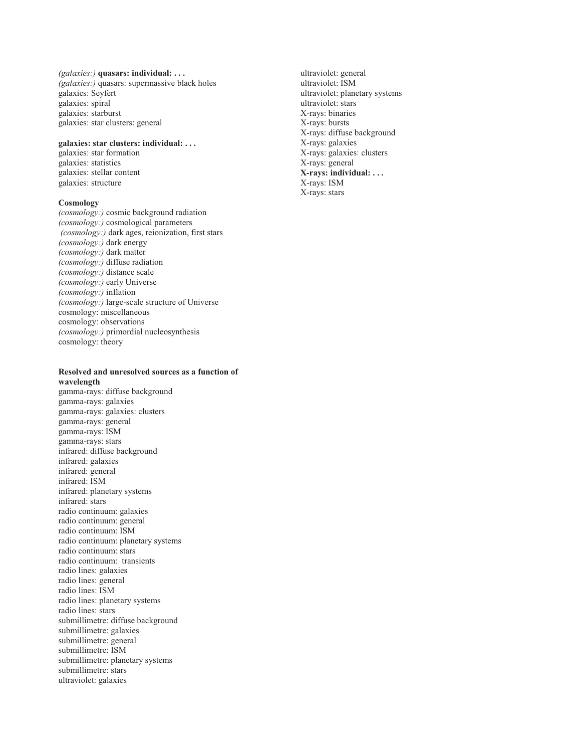*(galaxies:)* **quasars: individual: . . .**
*(galaxies:)* quasars: supermassive black holes
galaxies: Seyfert
galaxies: spiral
galaxies: starburst
galaxies: star clusters: general

**galaxies: star clusters: individual: . . .**
galaxies: star formation
galaxies: statistics
galaxies: stellar content
galaxies: structure

**Cosmology**

*(cosmology:)* cosmic background radiation
*(cosmology:)* cosmological parameters
*(cosmology:)* dark ages, reionization, first stars
*(cosmology:)* dark energy
*(cosmology:)* dark matter
*(cosmology:)* diffuse radiation
*(cosmology:)* distance scale
*(cosmology:)* early Universe
*(cosmology:)* inflation
*(cosmology:)* large-scale structure of Universe
cosmology: miscellaneous
cosmology: observations
*(cosmology:)* primordial nucleosynthesis
cosmology: theory

**Resolved and unresolved sources as a function of wavelength**

gamma-rays: diffuse background
gamma-rays: galaxies
gamma-rays: galaxies: clusters
gamma-rays: general
gamma-rays: ISM
gamma-rays: stars
infrared: diffuse background
infrared: galaxies
infrared: general
infrared: ISM
infrared: planetary systems
infrared: stars
radio continuum: galaxies
radio continuum: general
radio continuum: ISM
radio continuum: planetary systems
radio continuum: stars
radio continuum: transients
radio lines: galaxies
radio lines: general
radio lines: ISM
radio lines: planetary systems
radio lines: stars
submillimetre: diffuse background
submillimetre: galaxies
submillimetre: general
submillimetre: ISM
submillimetre: planetary systems
submillimetre: stars
ultraviolet: galaxies
ultraviolet: general
ultraviolet: ISM
ultraviolet: planetary systems
ultraviolet: stars
X-rays: binaries
X-rays: bursts
X-rays: diffuse background
X-rays: galaxies
X-rays: galaxies: clusters
X-rays: general
**X-rays: individual: . . .**
X-rays: ISM
X-rays: stars